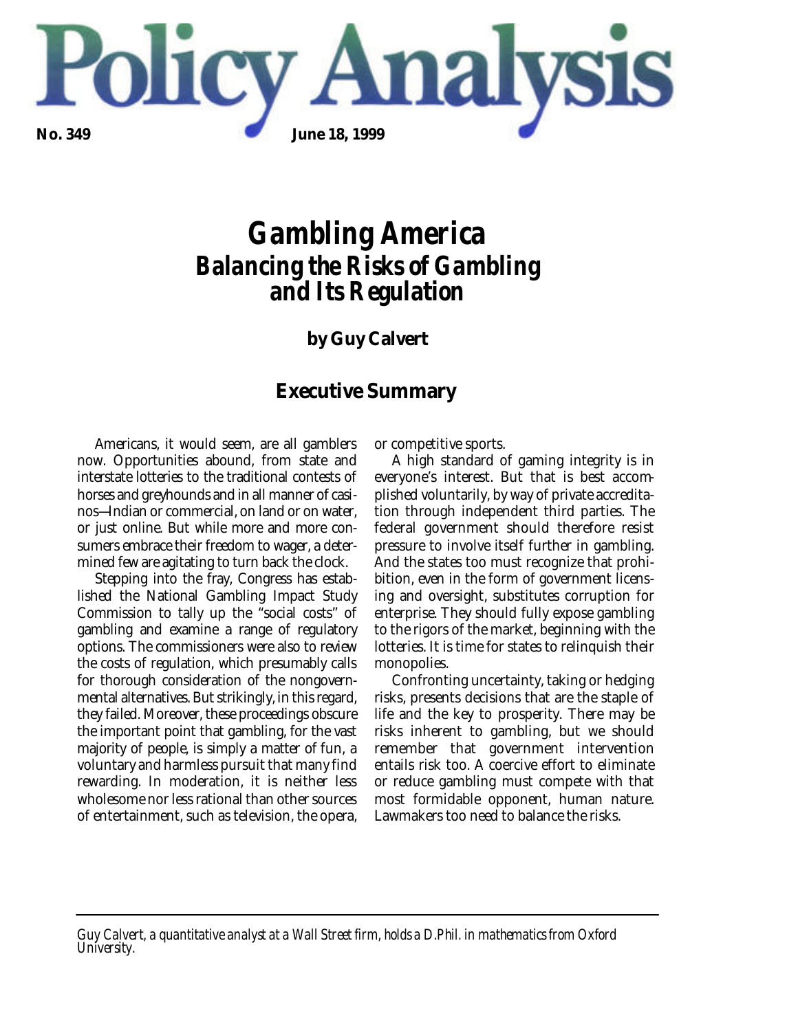# Policy Analysis

**No. 349** **June 18, 1999**

# Gambling America
## Balancing the Risks of Gambling and Its Regulation

**by Guy Calvert**

## Executive Summary

Americans, it would seem, are all gamblers now. Opportunities abound, from state and interstate lotteries to the traditional contests of horses and greyhounds and in all manner of casinos—Indian or commercial, on land or on water, or just online. But while more and more consumers embrace their freedom to wager, a determined few are agitating to turn back the clock.

Stepping into the fray, Congress has established the National Gambling Impact Study Commission to tally up the "social costs" of gambling and examine a range of regulatory options. The commissioners were also to review the costs of regulation, which presumably calls for thorough consideration of the nongovernmental alternatives. But strikingly, in this regard, they failed. Moreover, these proceedings obscure the important point that gambling, for the vast majority of people, is simply a matter of fun, a voluntary and harmless pursuit that many find rewarding. In moderation, it is neither less wholesome nor less rational than other sources of entertainment, such as television, the opera, or competitive sports.

A high standard of gaming integrity is in everyone's interest. But that is best accomplished voluntarily, by way of private accreditation through independent third parties. The federal government should therefore resist pressure to involve itself further in gambling. And the states too must recognize that prohibition, even in the form of government licensing and oversight, substitutes corruption for enterprise. They should fully expose gambling to the rigors of the market, beginning with the lotteries. It is time for states to relinquish their monopolies.

Confronting uncertainty, taking or hedging risks, presents decisions that are the staple of life and the key to prosperity. There may be risks inherent to gambling, but we should remember that government intervention entails risk too. A coercive effort to eliminate or reduce gambling must compete with that most formidable opponent, human nature. Lawmakers too need to balance the risks.

---

*Guy Calvert, a quantitative analyst at a Wall Street firm, holds a D.Phil. in mathematics from Oxford University.*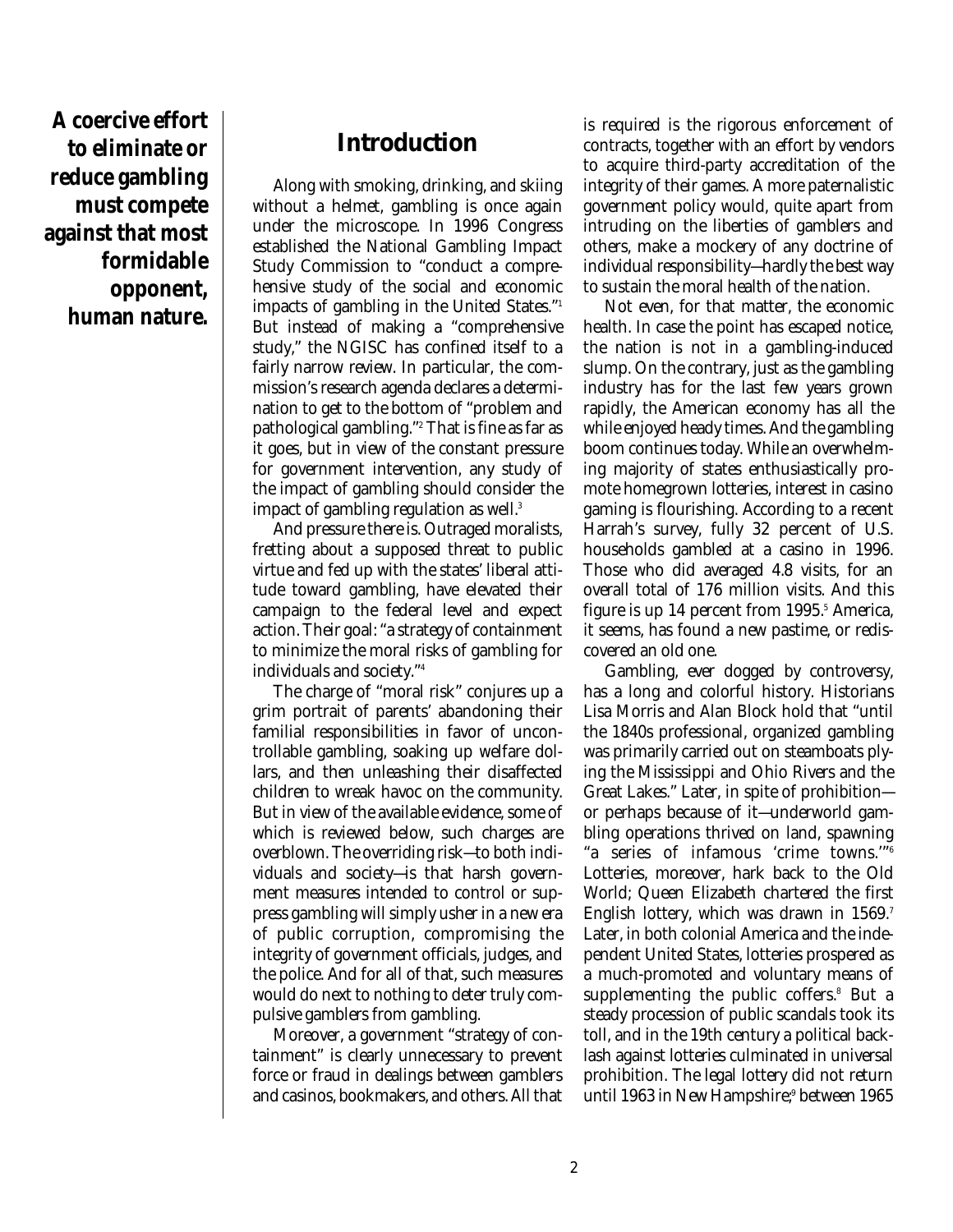**A coercive effort to eliminate or reduce gambling must compete against that most formidable opponent, human nature.**

## Introduction

Along with smoking, drinking, and skiing without a helmet, gambling is once again under the microscope. In 1996 Congress established the National Gambling Impact Study Commission to "conduct a comprehensive study of the social and economic impacts of gambling in the United States."[1] But instead of making a "comprehensive study," the NGISC has confined itself to a fairly narrow review. In particular, the commission's research agenda declares a determination to get to the bottom of "problem and pathological gambling."[2] That is fine as far as it goes, but in view of the constant pressure for government intervention, any study of the impact of gambling should consider the impact of gambling regulation as well.[3]

And pressure there is. Outraged moralists, fretting about a supposed threat to public virtue and fed up with the states' liberal attitude toward gambling, have elevated their campaign to the federal level and expect action. Their goal: "a strategy of containment to minimize the moral risks of gambling for individuals and society."[4]

The charge of "moral risk" conjures up a grim portrait of parents' abandoning their familial responsibilities in favor of uncontrollable gambling, soaking up welfare dollars, and then unleashing their disaffected children to wreak havoc on the community. But in view of the available evidence, some of which is reviewed below, such charges are overblown. The overriding risk—to both individuals and society—is that harsh government measures intended to control or suppress gambling will simply usher in a new era of public corruption, compromising the integrity of government officials, judges, and the police. And for all of that, such measures would do next to nothing to deter truly compulsive gamblers from gambling.

Moreover, a government "strategy of containment" is clearly unnecessary to prevent force or fraud in dealings between gamblers and casinos, bookmakers, and others. All that is required is the rigorous enforcement of contracts, together with an effort by vendors to acquire third-party accreditation of the integrity of their games. A more paternalistic government policy would, quite apart from intruding on the liberties of gamblers and others, make a mockery of any doctrine of individual responsibility—hardly the best way to sustain the moral health of the nation.

Not even, for that matter, the economic health. In case the point has escaped notice, the nation is not in a gambling-induced slump. On the contrary, just as the gambling industry has for the last few years grown rapidly, the American economy has all the while enjoyed heady times. And the gambling boom continues today. While an overwhelming majority of states enthusiastically promote homegrown lotteries, interest in casino gaming is flourishing. According to a recent Harrah's survey, fully 32 percent of U.S. households gambled at a casino in 1996. Those who did averaged 4.8 visits, for an overall total of 176 million visits. And this figure is up 14 percent from 1995.[5] America, it seems, has found a new pastime, or rediscovered an old one.

Gambling, ever dogged by controversy, has a long and colorful history. Historians Lisa Morris and Alan Block hold that "until the 1840s professional, organized gambling was primarily carried out on steamboats plying the Mississippi and Ohio Rivers and the Great Lakes." Later, in spite of prohibition—or perhaps because of it—underworld gambling operations thrived on land, spawning "a series of infamous 'crime towns.'"[6] Lotteries, moreover, hark back to the Old World; Queen Elizabeth chartered the first English lottery, which was drawn in 1569.[7] Later, in both colonial America and the independent United States, lotteries prospered as a much-promoted and voluntary means of supplementing the public coffers.[8] But a steady procession of public scandals took its toll, and in the 19th century a political backlash against lotteries culminated in universal prohibition. The legal lottery did not return until 1963 in New Hampshire;[9] between 1965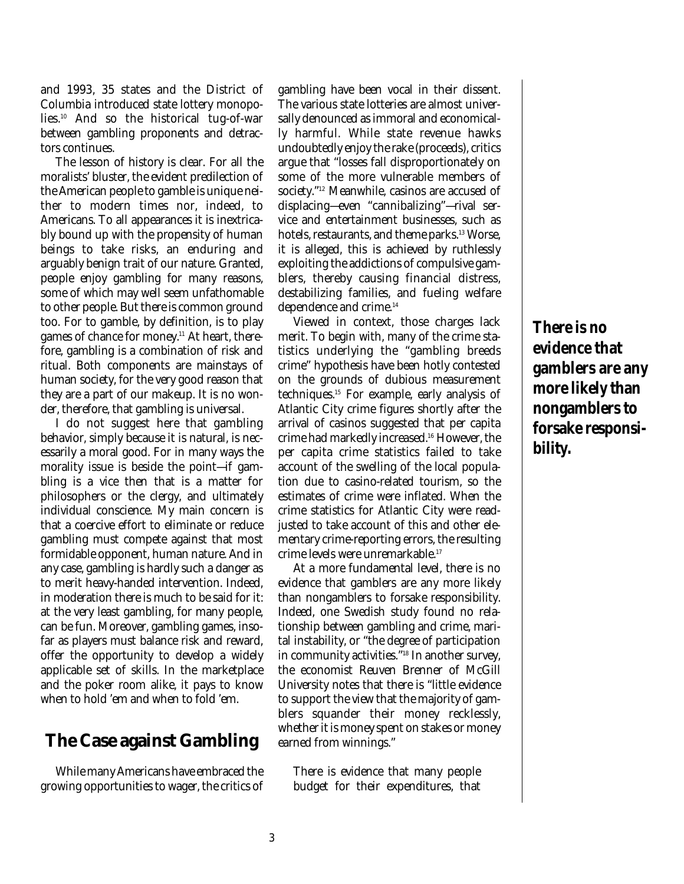and 1993, 35 states and the District of Columbia introduced state lottery monopolies.[10] And so the historical tug-of-war between gambling proponents and detractors continues.

The lesson of history is clear. For all the moralists' bluster, the evident predilection of the American people to gamble is unique neither to modern times nor, indeed, to Americans. To all appearances it is inextricably bound up with the propensity of human beings to take risks, an enduring and arguably benign trait of our nature. Granted, people enjoy gambling for many reasons, some of which may well seem unfathomable to other people. But there is common ground too. For to gamble, by definition, is to play games of chance for money.[11] At heart, therefore, gambling is a combination of risk and ritual. Both components are mainstays of human society, for the very good reason that they are a part of our makeup. It is no wonder, therefore, that gambling is universal.

I do not suggest here that gambling behavior, simply because it is natural, is necessarily a moral good. For in many ways the morality issue is beside the point—if gambling is a vice then that is a matter for philosophers or the clergy, and ultimately individual conscience. My main concern is that a coercive effort to eliminate or reduce gambling must compete against that most formidable opponent, human nature. And in any case, gambling is hardly such a danger as to merit heavy-handed intervention. Indeed, in moderation there is much to be said for it: at the very least gambling, for many people, can be fun. Moreover, gambling games, insofar as players must balance risk and reward, offer the opportunity to develop a widely applicable set of skills. In the marketplace and the poker room alike, it pays to know when to hold 'em and when to fold 'em.

## The Case against Gambling

While many Americans have embraced the growing opportunities to wager, the critics of gambling have been vocal in their dissent. The various state lotteries are almost universally denounced as immoral and economically harmful. While state revenue hawks undoubtedly enjoy the rake (proceeds), critics argue that "losses fall disproportionately on some of the more vulnerable members of society."[12] Meanwhile, casinos are accused of displacing—even "cannibalizing"—rival service and entertainment businesses, such as hotels, restaurants, and theme parks.[13] Worse, it is alleged, this is achieved by ruthlessly exploiting the addictions of compulsive gamblers, thereby causing financial distress, destabilizing families, and fueling welfare dependence and crime.[14]

Viewed in context, those charges lack merit. To begin with, many of the crime statistics underlying the "gambling breeds crime" hypothesis have been hotly contested on the grounds of dubious measurement techniques.[15] For example, early analysis of Atlantic City crime figures shortly after the arrival of casinos suggested that per capita crime had markedly increased.[16] However, the per capita crime statistics failed to take account of the swelling of the local population due to casino-related tourism, so the estimates of crime were inflated. When the crime statistics for Atlantic City were readjusted to take account of this and other elementary crime-reporting errors, the resulting crime levels were unremarkable.[17]

At a more fundamental level, there is no evidence that gamblers are any more likely than nongamblers to forsake responsibility. Indeed, one Swedish study found no relationship between gambling and crime, marital instability, or "the degree of participation in community activities."[18] In another survey, the economist Reuven Brenner of McGill University notes that there is "little evidence to support the view that the majority of gamblers squander their money recklessly, whether it is money spent on stakes or money earned from winnings."

> There is evidence that many people budget for their expenditures, that

**There is no evidence that gamblers are any more likely than nongamblers to forsake responsibility.**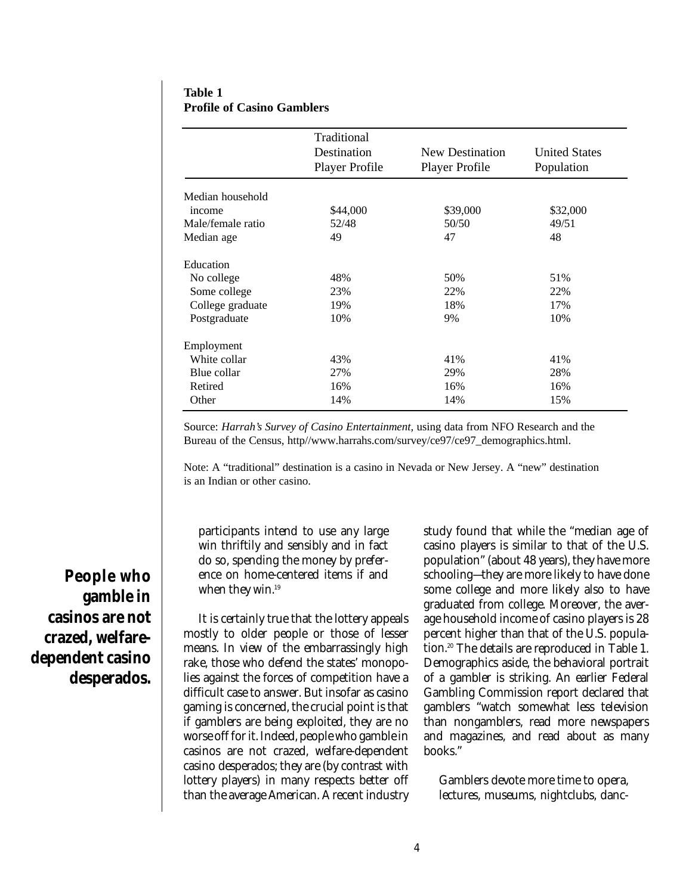**Table 1**
**Profile of Casino Gamblers**

| | Traditional Destination Player Profile | New Destination Player Profile | United States Population |
|---|---|---|---|
| Median household income | $44,000 | $39,000 | $32,000 |
| Male/female ratio | 52/48 | 50/50 | 49/51 |
| Median age | 49 | 47 | 48 |
| Education | | | |
| No college | 48% | 50% | 51% |
| Some college | 23% | 22% | 22% |
| College graduate | 19% | 18% | 17% |
| Postgraduate | 10% | 9% | 10% |
| Employment | | | |
| White collar | 43% | 41% | 41% |
| Blue collar | 27% | 29% | 28% |
| Retired | 16% | 16% | 16% |
| Other | 14% | 14% | 15% |

Source: *Harrah's Survey of Casino Entertainment,* using data from NFO Research and the Bureau of the Census, http//www.harrahs.com/survey/ce97/ce97_demographics.html.

Note: A "traditional" destination is a casino in Nevada or New Jersey. A "new" destination is an Indian or other casino.

> participants intend to use any large win thriftily and sensibly and in fact do so, spending the money by preference on home-centered items if and when they win.[19]

It is certainly true that the lottery appeals mostly to older people or those of lesser means. In view of the embarrassingly high rake, those who defend the states' monopolies against the forces of competition have a difficult case to answer. But insofar as casino gaming is concerned, the crucial point is that if gamblers are being exploited, they are no worse off for it. Indeed, people who gamble in casinos are not crazed, welfare-dependent casino desperados; they are (by contrast with lottery players) in many respects better off than the average American. A recent industry study found that while the "median age of casino players is similar to that of the U.S. population" (about 48 years), they have more schooling—they are more likely to have done some college and more likely also to have graduated from college. Moreover, the average household income of casino players is 28 percent higher than that of the U.S. population.[20] The details are reproduced in Table 1. Demographics aside, the behavioral portrait of a gambler is striking. An earlier Federal Gambling Commission report declared that gamblers "watch somewhat less television than nongamblers, read more newspapers and magazines, and read about as many books."

**People who gamble in casinos are not crazed, welfare-dependent casino desperados.**

> Gamblers devote more time to opera, lectures, museums, nightclubs, danc-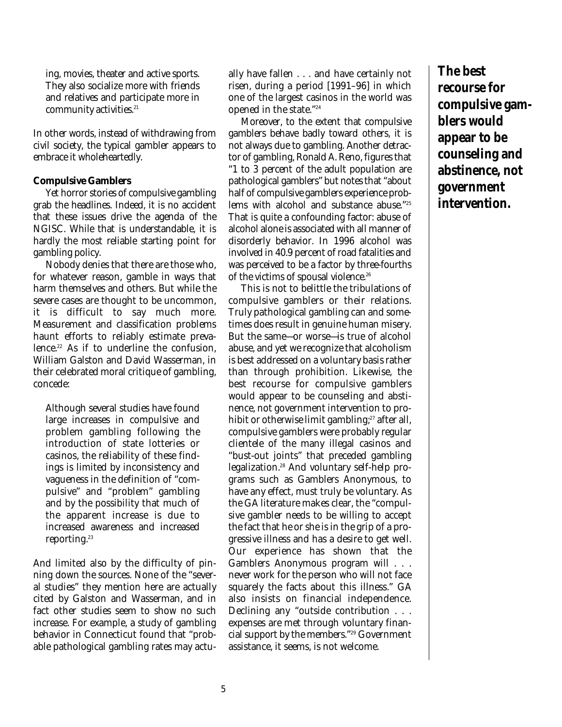ing, movies, theater and active sports. They also socialize more with friends and relatives and participate more in community activities.[21]

In other words, instead of withdrawing from civil society, the typical gambler appears to embrace it wholeheartedly.

**Compulsive Gamblers**

Yet horror stories of compulsive gambling grab the headlines. Indeed, it is no accident that these issues drive the agenda of the NGISC. While that is understandable, it is hardly the most reliable starting point for gambling policy.

Nobody denies that there are those who, for whatever reason, gamble in ways that harm themselves and others. But while the severe cases are thought to be uncommon, it is difficult to say much more. Measurement and classification problems haunt efforts to reliably estimate prevalence.[22] As if to underline the confusion, William Galston and David Wasserman, in their celebrated moral critique of gambling, concede:

> Although several studies have found large increases in compulsive and problem gambling following the introduction of state lotteries or casinos, the reliability of these findings is limited by inconsistency and vagueness in the definition of "compulsive" and "problem" gambling and by the possibility that much of the apparent increase is due to increased awareness and increased reporting.[23]

And limited also by the difficulty of pinning down the sources. None of the "several studies" they mention here are actually cited by Galston and Wasserman, and in fact other studies seem to show no such increase. For example, a study of gambling behavior in Connecticut found that "probable pathological gambling rates may actually have fallen . . . and have certainly not risen, during a period [1991–96] in which one of the largest casinos in the world was opened in the state."[24]

Moreover, to the extent that compulsive gamblers behave badly toward others, it is not always due to gambling. Another detractor of gambling, Ronald A. Reno, figures that "1 to 3 percent of the adult population are pathological gamblers" but notes that "about half of compulsive gamblers experience problems with alcohol and substance abuse."[25] That is quite a confounding factor: abuse of alcohol alone is associated with all manner of disorderly behavior. In 1996 alcohol was involved in 40.9 percent of road fatalities and was perceived to be a factor by three-fourths of the victims of spousal violence.[26]

This is not to belittle the tribulations of compulsive gamblers or their relations. Truly pathological gambling can and sometimes does result in genuine human misery. But the same—or worse—is true of alcohol abuse, and yet we recognize that alcoholism is best addressed on a voluntary basis rather than through prohibition. Likewise, the best recourse for compulsive gamblers would appear to be counseling and abstinence, not government intervention to prohibit or otherwise limit gambling;[27] after all, compulsive gamblers were probably regular clientele of the many illegal casinos and "bust-out joints" that preceded gambling legalization.[28] And voluntary self-help programs such as Gamblers Anonymous, to have any effect, must truly be voluntary. As the GA literature makes clear, the "compulsive gambler needs to be willing to accept the fact that he or she is in the grip of a progressive illness and has a desire to get well. Our experience has shown that the Gamblers Anonymous program will . . . never work for the person who will not face squarely the facts about this illness." GA also insists on financial independence. Declining any "outside contribution . . . expenses are met through voluntary financial support by the members."[29] Government assistance, it seems, is not welcome.

***The best recourse for compulsive gamblers would appear to be counseling and abstinence, not government intervention.***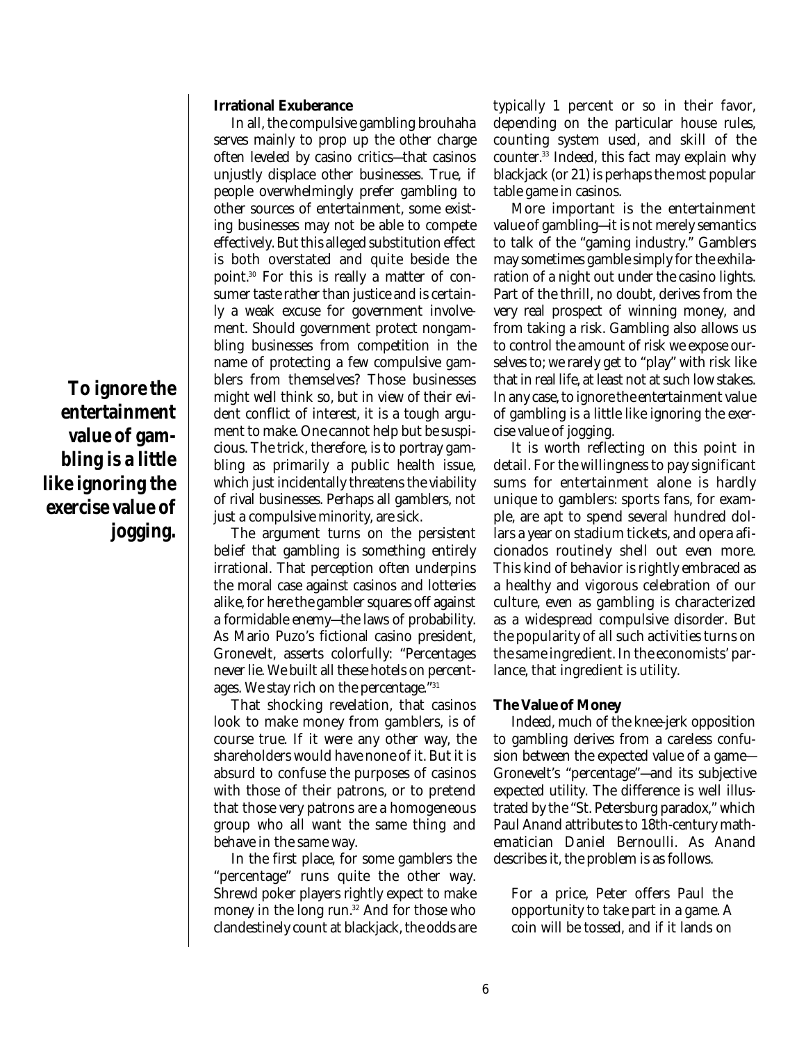> **To ignore the entertainment value of gambling is a little like ignoring the exercise value of jogging.**

### Irrational Exuberance

In all, the compulsive gambling brouhaha serves mainly to prop up the other charge often leveled by casino critics—that casinos unjustly displace other businesses. True, if people overwhelmingly prefer gambling to other sources of entertainment, some existing businesses may not be able to compete effectively. But this alleged substitution effect is both overstated and quite beside the point.[30] For this is really a matter of consumer taste rather than justice and is certainly a weak excuse for government involvement. Should government protect nongambling businesses from competition in the name of protecting a few compulsive gamblers from themselves? Those businesses might well think so, but in view of their evident conflict of interest, it is a tough argument to make. One cannot help but be suspicious. The trick, therefore, is to portray gambling as primarily a public health issue, which just incidentally threatens the viability of rival businesses. Perhaps all gamblers, not just a compulsive minority, are sick.

The argument turns on the persistent belief that gambling is something entirely irrational. That perception often underpins the moral case against casinos and lotteries alike, for here the gambler squares off against a formidable enemy—the laws of probability. As Mario Puzo's fictional casino president, Gronevelt, asserts colorfully: "Percentages never lie. We built all these hotels on percentages. We stay rich on the percentage."[31]

That shocking revelation, that casinos look to make money from gamblers, is of course true. If it were any other way, the shareholders would have none of it. But it is absurd to confuse the purposes of casinos with those of their patrons, or to pretend that those very patrons are a homogeneous group who all want the same thing and behave in the same way.

In the first place, for some gamblers the "percentage" runs quite the other way. Shrewd poker players rightly expect to make money in the long run.[32] And for those who clandestinely count at blackjack, the odds are typically 1 percent or so in their favor, depending on the particular house rules, counting system used, and skill of the counter.[33] Indeed, this fact may explain why blackjack (or 21) is perhaps the most popular table game in casinos.

More important is the entertainment value of gambling—it is not merely semantics to talk of the "gaming industry." Gamblers may sometimes gamble simply for the exhilaration of a night out under the casino lights. Part of the thrill, no doubt, derives from the very real prospect of winning money, and from taking a risk. Gambling also allows us to control the amount of risk we expose ourselves to; we rarely get to "play" with risk like that in real life, at least not at such low stakes. In any case, to ignore the entertainment value of gambling is a little like ignoring the exercise value of jogging.

It is worth reflecting on this point in detail. For the willingness to pay significant sums for entertainment alone is hardly unique to gamblers: sports fans, for example, are apt to spend several hundred dollars a year on stadium tickets, and opera aficionados routinely shell out even more. This kind of behavior is rightly embraced as a healthy and vigorous celebration of our culture, even as gambling is characterized as a widespread compulsive disorder. But the popularity of all such activities turns on the same ingredient. In the economists' parlance, that ingredient is utility.

### The Value of Money

Indeed, much of the knee-jerk opposition to gambling derives from a careless confusion between the expected value of a game—Gronevelt's "percentage"—and its subjective expected utility. The difference is well illustrated by the "St. Petersburg paradox," which Paul Anand attributes to 18th-century mathematician Daniel Bernoulli. As Anand describes it, the problem is as follows.

> For a price, Peter offers Paul the opportunity to take part in a game. A coin will be tossed, and if it lands on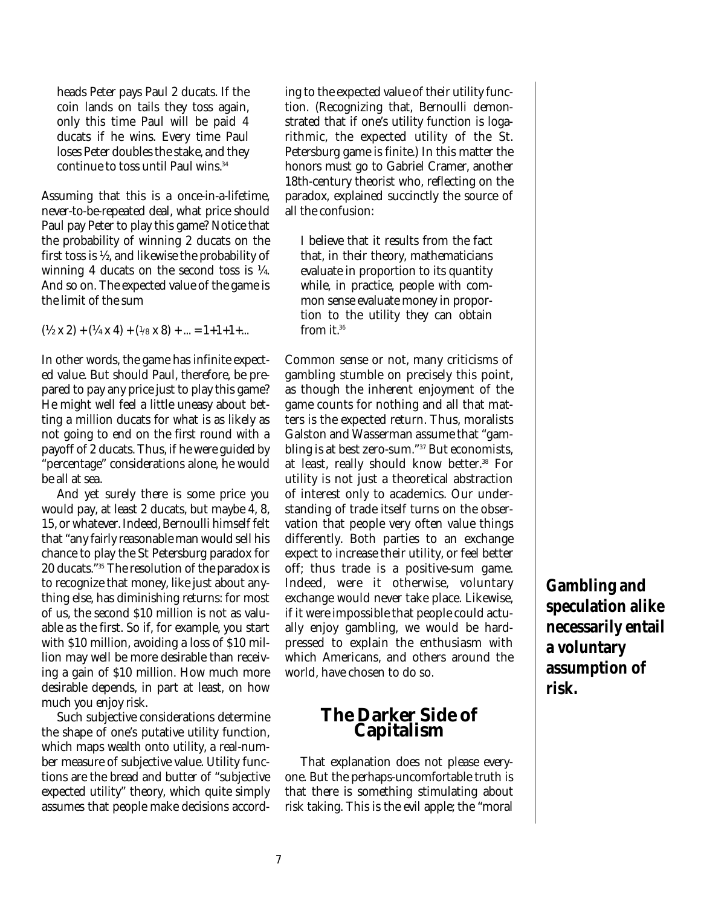> heads Peter pays Paul 2 ducats. If the coin lands on tails they toss again, only this time Paul will be paid 4 ducats if he wins. Every time Paul loses Peter doubles the stake, and they continue to toss until Paul wins.[34]

Assuming that this is a once-in-a-lifetime, never-to-be-repeated deal, what price should Paul pay Peter to play this game? Notice that the probability of winning 2 ducats on the first toss is ½, and likewise the probability of winning 4 ducats on the second toss is ¼. And so on. The expected value of the game is the limit of the sum

$$(\tfrac{1}{2} \times 2) + (\tfrac{1}{4} \times 4) + (\tfrac{1}{8} \times 8) + ... = 1+1+1+...$$

In other words, the game has infinite expected value. But should Paul, therefore, be prepared to pay any price just to play this game? He might well feel a little uneasy about betting a million ducats for what is as likely as not going to end on the first round with a payoff of 2 ducats. Thus, if he were guided by "percentage" considerations alone, he would be all at sea.

And yet surely there is some price you would pay, at least 2 ducats, but maybe 4, 8, 15, or whatever. Indeed, Bernoulli himself felt that "any fairly reasonable man would sell his chance to play the St Petersburg paradox for 20 ducats."[35] The resolution of the paradox is to recognize that money, like just about anything else, has diminishing returns: for most of us, the second $10 million is not as valuable as the first. So if, for example, you start with $10 million, avoiding a loss of $10 million may well be more desirable than receiving a gain of $10 million. How much more desirable depends, in part at least, on how much you enjoy risk.

Such subjective considerations determine the shape of one's putative utility function, which maps wealth onto utility, a real-number measure of subjective value. Utility functions are the bread and butter of "subjective expected utility" theory, which quite simply assumes that people make decisions according to the expected value of their utility function. (Recognizing that, Bernoulli demonstrated that if one's utility function is logarithmic, the expected utility of the St. Petersburg game is finite.) In this matter the honors must go to Gabriel Cramer, another 18th-century theorist who, reflecting on the paradox, explained succinctly the source of all the confusion:

> I believe that it results from the fact that, in their theory, mathematicians evaluate in proportion to its quantity while, in practice, people with common sense evaluate money in proportion to the utility they can obtain from it.[36]

Common sense or not, many criticisms of gambling stumble on precisely this point, as though the inherent enjoyment of the game counts for nothing and all that matters is the expected return. Thus, moralists Galston and Wasserman assume that "gambling is at best zero-sum."[37] But economists, at least, really should know better.[38] For utility is not just a theoretical abstraction of interest only to academics. Our understanding of trade itself turns on the observation that people very often value things differently. Both parties to an exchange expect to increase their utility, or feel better off; thus trade is a positive-sum game. Indeed, were it otherwise, voluntary exchange would never take place. Likewise, if it were impossible that people could actually enjoy gambling, we would be hard-pressed to explain the enthusiasm with which Americans, and others around the world, have chosen to do so.

**Gambling and speculation alike necessarily entail a voluntary assumption of risk.**

## The Darker Side of Capitalism

That explanation does not please everyone. But the perhaps-uncomfortable truth is that there is something stimulating about risk taking. This is the evil apple; the "moral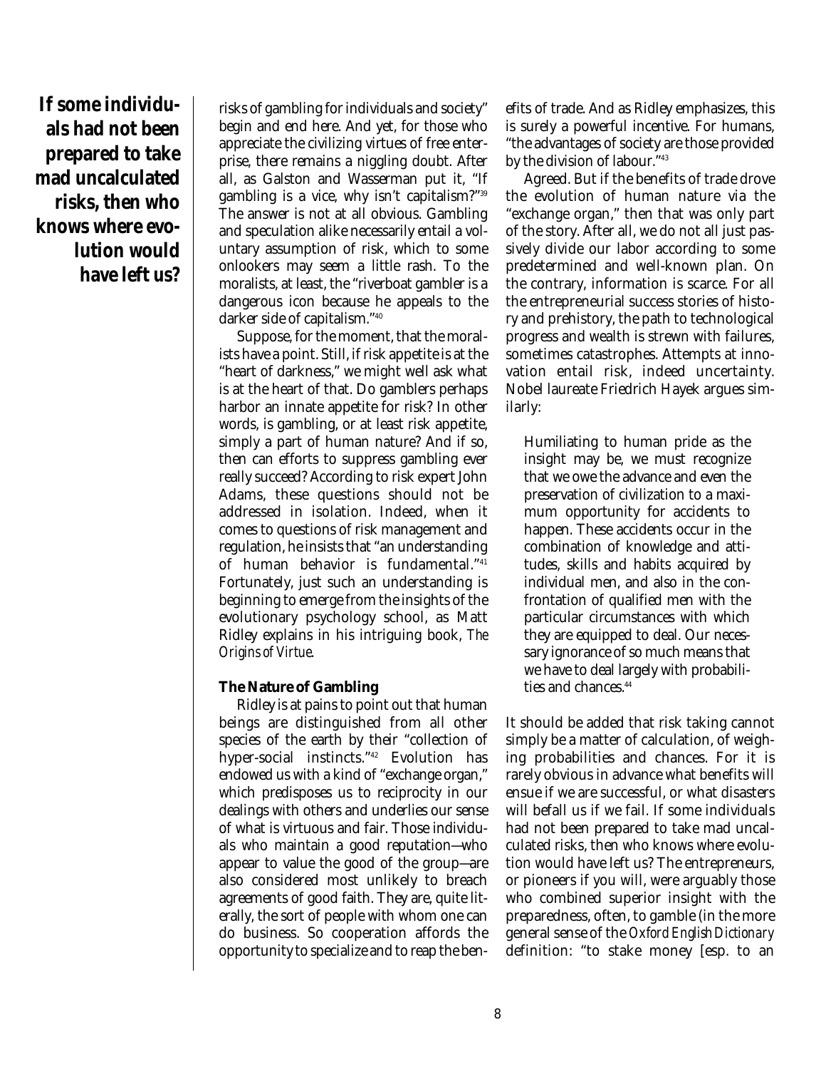**If some individuals had not been prepared to take mad uncalculated risks, then who knows where evolution would have left us?**

risks of gambling for individuals and society" begin and end here. And yet, for those who appreciate the civilizing virtues of free enterprise, there remains a niggling doubt. After all, as Galston and Wasserman put it, "If gambling is a vice, why isn't capitalism?"[39] The answer is not at all obvious. Gambling and speculation alike necessarily entail a voluntary assumption of risk, which to some onlookers may seem a little rash. To the moralists, at least, the "riverboat gambler is a dangerous icon because he appeals to the darker side of capitalism."[40]

Suppose, for the moment, that the moralists have a point. Still, if risk appetite is at the "heart of darkness," we might well ask what is at the heart of that. Do gamblers perhaps harbor an innate appetite for risk? In other words, is gambling, or at least risk appetite, simply a part of human nature? And if so, then can efforts to suppress gambling ever really succeed? According to risk expert John Adams, these questions should not be addressed in isolation. Indeed, when it comes to questions of risk management and regulation, he insists that "an understanding of human behavior is fundamental."[41] Fortunately, just such an understanding is beginning to emerge from the insights of the evolutionary psychology school, as Matt Ridley explains in his intriguing book, *The Origins of Virtue*.

### The Nature of Gambling

Ridley is at pains to point out that human beings are distinguished from all other species of the earth by their "collection of hyper-social instincts."[42] Evolution has endowed us with a kind of "exchange organ," which predisposes us to reciprocity in our dealings with others and underlies our sense of what is virtuous and fair. Those individuals who maintain a good reputation—who appear to value the good of the group—are also considered most unlikely to breach agreements of good faith. They are, quite literally, the sort of people with whom one can do business. So cooperation affords the opportunity to specialize and to reap the benefits of trade. And as Ridley emphasizes, this is surely a powerful incentive. For humans, "the advantages of society are those provided by the division of labour."[43]

Agreed. But if the benefits of trade drove the evolution of human nature via the "exchange organ," then that was only part of the story. After all, we do not all just passively divide our labor according to some predetermined and well-known plan. On the contrary, information is scarce. For all the entrepreneurial success stories of history and prehistory, the path to technological progress and wealth is strewn with failures, sometimes catastrophes. Attempts at innovation entail risk, indeed uncertainty. Nobel laureate Friedrich Hayek argues similarly:

> Humiliating to human pride as the insight may be, we must recognize that we owe the advance and even the preservation of civilization to a maximum opportunity for accidents to happen. These accidents occur in the combination of knowledge and attitudes, skills and habits acquired by individual men, and also in the confrontation of qualified men with the particular circumstances with which they are equipped to deal. Our necessary ignorance of so much means that we have to deal largely with probabilities and chances.[44]

It should be added that risk taking cannot simply be a matter of calculation, of weighing probabilities and chances. For it is rarely obvious in advance what benefits will ensue if we are successful, or what disasters will befall us if we fail. If some individuals had not been prepared to take mad uncalculated risks, then who knows where evolution would have left us? The entrepreneurs, or pioneers if you will, were arguably those who combined superior insight with the preparedness, often, to gamble (in the more general sense of the *Oxford English Dictionary* definition: "to stake money [esp. to an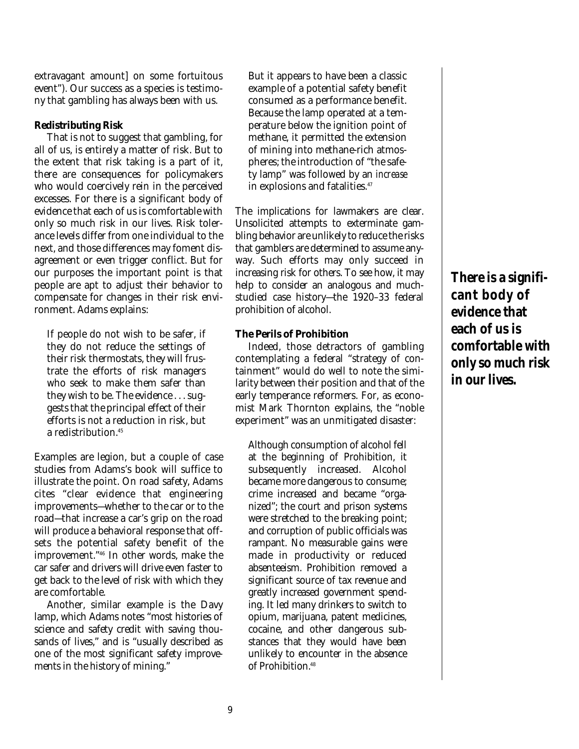extravagant amount] on some fortuitous event"). Our success as a species is testimony that gambling has always been with us.

**Redistributing Risk**

That is not to suggest that gambling, for all of us, is entirely a matter of risk. But to the extent that risk taking is a part of it, there are consequences for policymakers who would coercively rein in the perceived excesses. For there is a significant body of evidence that each of us is comfortable with only so much risk in our lives. Risk tolerance levels differ from one individual to the next, and those differences may foment disagreement or even trigger conflict. But for our purposes the important point is that people are apt to adjust their behavior to compensate for changes in their risk environment. Adams explains:

> If people do not wish to be safer, if they do not reduce the settings of their risk thermostats, they will frustrate the efforts of risk managers who seek to make them safer than they wish to be. The evidence . . . suggests that the principal effect of their efforts is not a reduction in risk, but a redistribution.[45]

Examples are legion, but a couple of case studies from Adams's book will suffice to illustrate the point. On road safety, Adams cites "clear evidence that engineering improvements—whether to the car or to the road—that increase a car's grip on the road will produce a behavioral response that offsets the potential safety benefit of the improvement."[46] In other words, make the car safer and drivers will drive even faster to get back to the level of risk with which they are comfortable.

Another, similar example is the Davy lamp, which Adams notes "most histories of science and safety credit with saving thousands of lives," and is "usually described as one of the most significant safety improvements in the history of mining."

> But it appears to have been a classic example of a potential safety benefit consumed as a performance benefit. Because the lamp operated at a temperature below the ignition point of methane, it permitted the extension of mining into methane-rich atmospheres; the introduction of "the safety lamp" was followed by an *increase* in explosions and fatalities.[47]

The implications for lawmakers are clear. Unsolicited attempts to exterminate gambling behavior are unlikely to reduce the risks that gamblers are determined to assume anyway. Such efforts may only succeed in increasing risk for others. To see how, it may help to consider an analogous and much-studied case history—the 1920–33 federal prohibition of alcohol.

**The Perils of Prohibition**

Indeed, those detractors of gambling contemplating a federal "strategy of containment" would do well to note the similarity between their position and that of the early temperance reformers. For, as economist Mark Thornton explains, the "noble experiment" was an unmitigated disaster:

> Although consumption of alcohol fell at the beginning of Prohibition, it subsequently increased. Alcohol became more dangerous to consume; crime increased and became "organized"; the court and prison systems were stretched to the breaking point; and corruption of public officials was rampant. No measurable gains were made in productivity or reduced absenteeism. Prohibition removed a significant source of tax revenue and greatly increased government spending. It led many drinkers to switch to opium, marijuana, patent medicines, cocaine, and other dangerous substances that they would have been unlikely to encounter in the absence of Prohibition.[48]

***There is a significant body of evidence that each of us is comfortable with only so much risk in our lives.***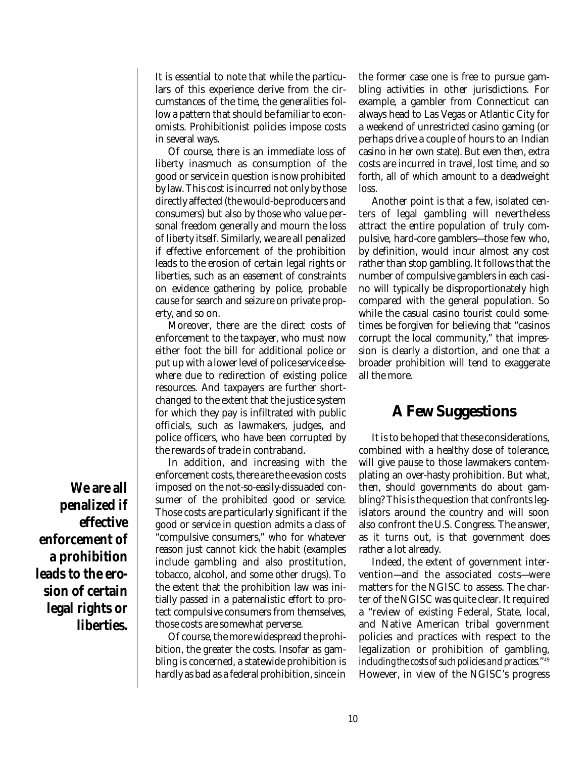It is essential to note that while the particulars of this experience derive from the circumstances of the time, the generalities follow a pattern that should be familiar to economists. Prohibitionist policies impose costs in several ways.

Of course, there is an immediate loss of liberty inasmuch as consumption of the good or service in question is now prohibited by law. This cost is incurred not only by those directly affected (the would-be producers and consumers) but also by those who value personal freedom generally and mourn the loss of liberty itself. Similarly, we are all penalized if effective enforcement of the prohibition leads to the erosion of certain legal rights or liberties, such as an easement of constraints on evidence gathering by police, probable cause for search and seizure on private property, and so on.

**We are all penalized if effective enforcement of a prohibition leads to the erosion of certain legal rights or liberties.**

Moreover, there are the direct costs of enforcement to the taxpayer, who must now either foot the bill for additional police or put up with a lower level of police service elsewhere due to redirection of existing police resources. And taxpayers are further shortchanged to the extent that the justice system for which they pay is infiltrated with public officials, such as lawmakers, judges, and police officers, who have been corrupted by the rewards of trade in contraband.

In addition, and increasing with the enforcement costs, there are the evasion costs imposed on the not-so-easily-dissuaded consumer of the prohibited good or service. Those costs are particularly significant if the good or service in question admits a class of "compulsive consumers," who for whatever reason just cannot kick the habit (examples include gambling and also prostitution, tobacco, alcohol, and some other drugs). To the extent that the prohibition law was initially passed in a paternalistic effort to protect compulsive consumers from themselves, those costs are somewhat perverse.

Of course, the more widespread the prohibition, the greater the costs. Insofar as gambling is concerned, a statewide prohibition is hardly as bad as a federal prohibition, since in the former case one is free to pursue gambling activities in other jurisdictions. For example, a gambler from Connecticut can always head to Las Vegas or Atlantic City for a weekend of unrestricted casino gaming (or perhaps drive a couple of hours to an Indian casino in her own state). But even then, extra costs are incurred in travel, lost time, and so forth, all of which amount to a deadweight loss.

Another point is that a few, isolated centers of legal gambling will nevertheless attract the entire population of truly compulsive, hard-core gamblers—those few who, by definition, would incur almost any cost rather than stop gambling. It follows that the number of compulsive gamblers in each casino will typically be disproportionately high compared with the general population. So while the casual casino tourist could sometimes be forgiven for believing that "casinos corrupt the local community," that impression is clearly a distortion, and one that a broader prohibition will tend to exaggerate all the more.

## A Few Suggestions

It is to be hoped that these considerations, combined with a healthy dose of tolerance, will give pause to those lawmakers contemplating an over-hasty prohibition. But what, then, should governments do about gambling? This is the question that confronts legislators around the country and will soon also confront the U.S. Congress. The answer, as it turns out, is that government does rather a lot already.

Indeed, the extent of government intervention—and the associated costs—were matters for the NGISC to assess. The charter of the NGISC was quite clear. It required a "review of existing Federal, State, local, and Native American tribal government policies and practices with respect to the legalization or prohibition of gambling, *including the costs of such policies and practices*."[49] However, in view of the NGISC's progress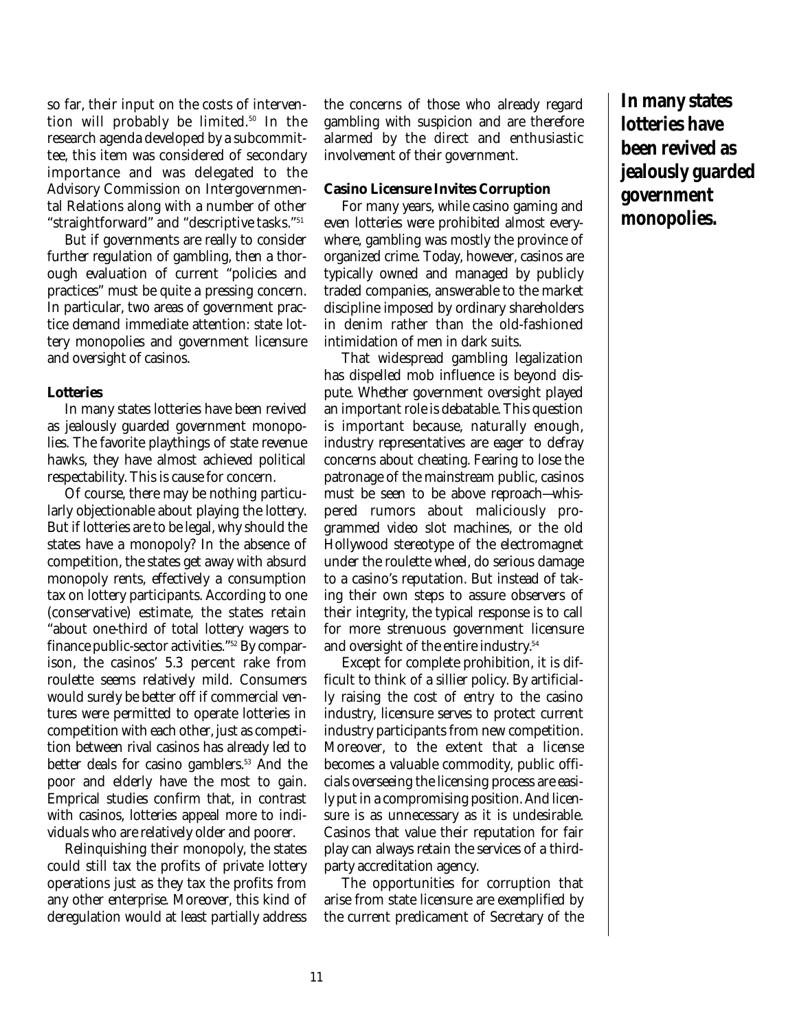so far, their input on the costs of intervention will probably be limited.[50] In the research agenda developed by a subcommittee, this item was considered of secondary importance and was delegated to the Advisory Commission on Intergovernmental Relations along with a number of other "straightforward" and "descriptive tasks."[51]

But if governments are really to consider further regulation of gambling, then a thorough evaluation of current "policies and practices" must be quite a pressing concern. In particular, two areas of government practice demand immediate attention: state lottery monopolies and government licensure and oversight of casinos.

**Lotteries**

In many states lotteries have been revived as jealously guarded government monopolies. The favorite playthings of state revenue hawks, they have almost achieved political respectability. This is cause for concern.

Of course, there may be nothing particularly objectionable about playing the lottery. But if lotteries are to be legal, why should the states have a monopoly? In the absence of competition, the states get away with absurd monopoly rents, effectively a consumption tax on lottery participants. According to one (conservative) estimate, the states retain "about one-third of total lottery wagers to finance public-sector activities."[52] By comparison, the casinos' 5.3 percent rake from roulette seems relatively mild. Consumers would surely be better off if commercial ventures were permitted to operate lotteries in competition with each other, just as competition between rival casinos has already led to better deals for casino gamblers.[53] And the poor and elderly have the most to gain. Emprical studies confirm that, in contrast with casinos, lotteries appeal more to individuals who are relatively older and poorer.

Relinquishing their monopoly, the states could still tax the profits of private lottery operations just as they tax the profits from any other enterprise. Moreover, this kind of deregulation would at least partially address the concerns of those who already regard gambling with suspicion and are therefore alarmed by the direct and enthusiastic involvement of their government.

**Casino Licensure Invites Corruption**

For many years, while casino gaming and even lotteries were prohibited almost everywhere, gambling was mostly the province of organized crime. Today, however, casinos are typically owned and managed by publicly traded companies, answerable to the market discipline imposed by ordinary shareholders in denim rather than the old-fashioned intimidation of men in dark suits.

That widespread gambling legalization has dispelled mob influence is beyond dispute. Whether government oversight played an important role is debatable. This question is important because, naturally enough, industry representatives are eager to defray concerns about cheating. Fearing to lose the patronage of the mainstream public, casinos must be seen to be above reproach—whispered rumors about maliciously programmed video slot machines, or the old Hollywood stereotype of the electromagnet under the roulette wheel, do serious damage to a casino's reputation. But instead of taking their own steps to assure observers of their integrity, the typical response is to call for more strenuous government licensure and oversight of the entire industry.[54]

Except for complete prohibition, it is difficult to think of a sillier policy. By artificially raising the cost of entry to the casino industry, licensure serves to protect current industry participants from new competition. Moreover, to the extent that a license becomes a valuable commodity, public officials overseeing the licensing process are easily put in a compromising position. And licensure is as unnecessary as it is undesirable. Casinos that value their reputation for fair play can always retain the services of a third-party accreditation agency.

The opportunities for corruption that arise from state licensure are exemplified by the current predicament of Secretary of the

**In many states lotteries have been revived as jealously guarded government monopolies.**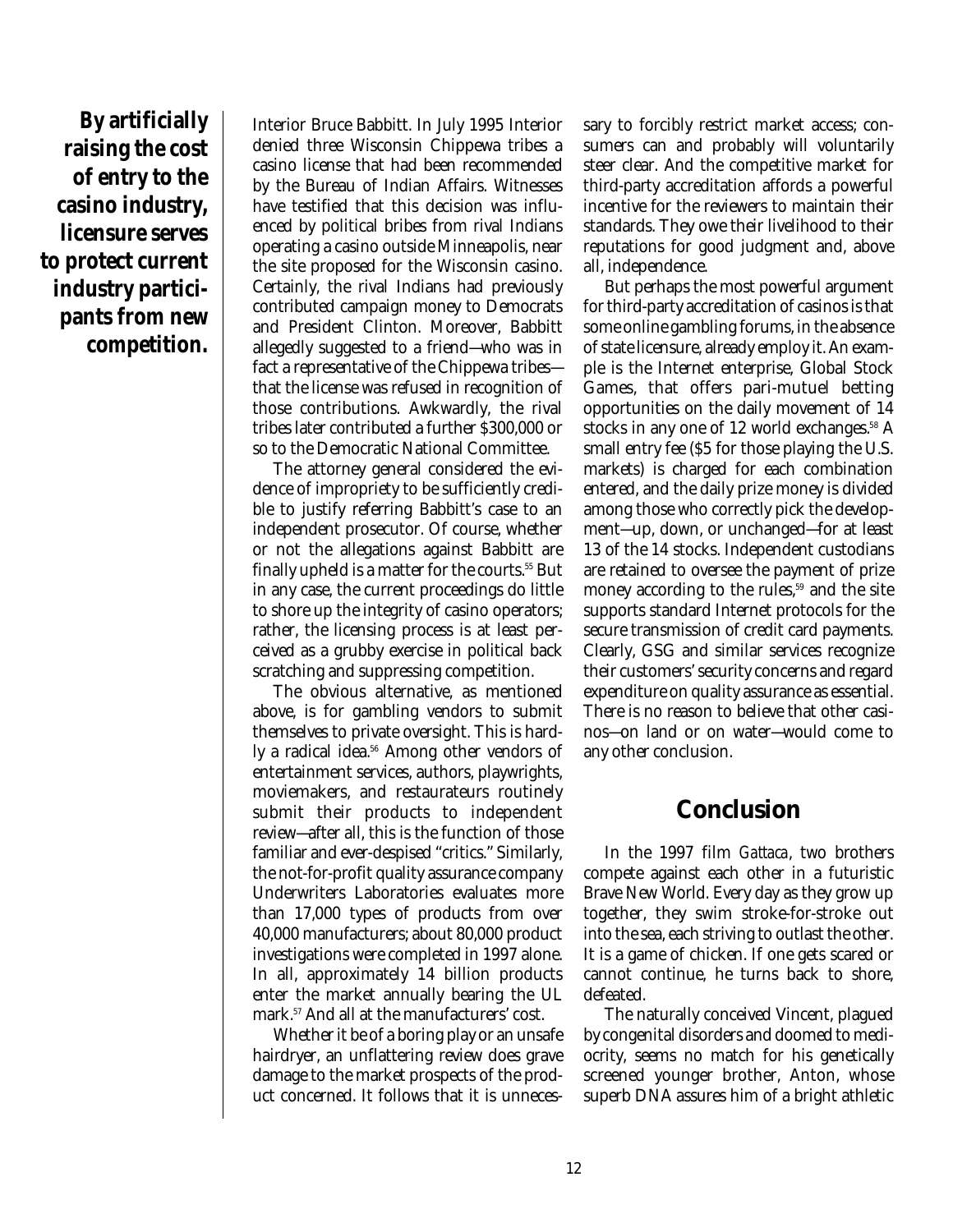**By artificially raising the cost of entry to the casino industry, licensure serves to protect current industry participants from new competition.**

Interior Bruce Babbitt. In July 1995 Interior denied three Wisconsin Chippewa tribes a casino license that had been recommended by the Bureau of Indian Affairs. Witnesses have testified that this decision was influenced by political bribes from rival Indians operating a casino outside Minneapolis, near the site proposed for the Wisconsin casino. Certainly, the rival Indians had previously contributed campaign money to Democrats and President Clinton. Moreover, Babbitt allegedly suggested to a friend—who was in fact a representative of the Chippewa tribes—that the license was refused in recognition of those contributions. Awkwardly, the rival tribes later contributed a further $300,000 or so to the Democratic National Committee.

The attorney general considered the evidence of impropriety to be sufficiently credible to justify referring Babbitt's case to an independent prosecutor. Of course, whether or not the allegations against Babbitt are finally upheld is a matter for the courts.[55] But in any case, the current proceedings do little to shore up the integrity of casino operators; rather, the licensing process is at least perceived as a grubby exercise in political back scratching and suppressing competition.

The obvious alternative, as mentioned above, is for gambling vendors to submit themselves to private oversight. This is hardly a radical idea.[56] Among other vendors of entertainment services, authors, playwrights, moviemakers, and restaurateurs routinely submit their products to independent review—after all, this is the function of those familiar and ever-despised "critics." Similarly, the not-for-profit quality assurance company Underwriters Laboratories evaluates more than 17,000 types of products from over 40,000 manufacturers; about 80,000 product investigations were completed in 1997 alone. In all, approximately 14 billion products enter the market annually bearing the UL mark.[57] And all at the manufacturers' cost.

Whether it be of a boring play or an unsafe hairdryer, an unflattering review does grave damage to the market prospects of the product concerned. It follows that it is unnecessary to forcibly restrict market access; consumers can and probably will voluntarily steer clear. And the competitive market for third-party accreditation affords a powerful incentive for the reviewers to maintain their standards. They owe their livelihood to their reputations for good judgment and, above all, independence.

But perhaps the most powerful argument for third-party accreditation of casinos is that some online gambling forums, in the absence of state licensure, already employ it. An example is the Internet enterprise, Global Stock Games, that offers pari-mutuel betting opportunities on the daily movement of 14 stocks in any one of 12 world exchanges.[58] A small entry fee ($5 for those playing the U.S. markets) is charged for each combination entered, and the daily prize money is divided among those who correctly pick the development—up, down, or unchanged—for at least 13 of the 14 stocks. Independent custodians are retained to oversee the payment of prize money according to the rules,[59] and the site supports standard Internet protocols for the secure transmission of credit card payments. Clearly, GSG and similar services recognize their customers' security concerns and regard expenditure on quality assurance as essential. There is no reason to believe that other casinos—on land or on water—would come to any other conclusion.

## Conclusion

In the 1997 film *Gattaca*, two brothers compete against each other in a futuristic Brave New World. Every day as they grow up together, they swim stroke-for-stroke out into the sea, each striving to outlast the other. It is a game of chicken. If one gets scared or cannot continue, he turns back to shore, defeated.

The naturally conceived Vincent, plagued by congenital disorders and doomed to mediocrity, seems no match for his genetically screened younger brother, Anton, whose superb DNA assures him of a bright athletic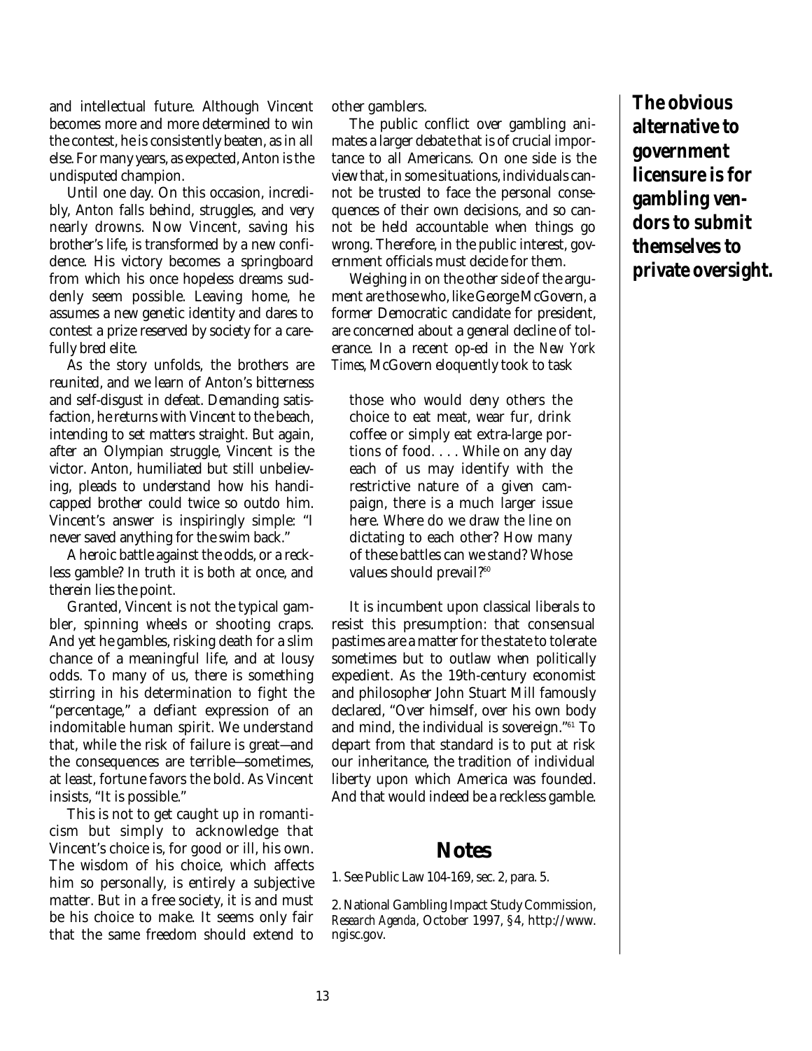and intellectual future. Although Vincent becomes more and more determined to win the contest, he is consistently beaten, as in all else. For many years, as expected, Anton is the undisputed champion.

Until one day. On this occasion, incredibly, Anton falls behind, struggles, and very nearly drowns. Now Vincent, saving his brother's life, is transformed by a new confidence. His victory becomes a springboard from which his once hopeless dreams suddenly seem possible. Leaving home, he assumes a new genetic identity and dares to contest a prize reserved by society for a carefully bred elite.

As the story unfolds, the brothers are reunited, and we learn of Anton's bitterness and self-disgust in defeat. Demanding satisfaction, he returns with Vincent to the beach, intending to set matters straight. But again, after an Olympian struggle, Vincent is the victor. Anton, humiliated but still unbelieving, pleads to understand how his handicapped brother could twice so outdo him. Vincent's answer is inspiringly simple: "I never saved anything for the swim back."

A heroic battle against the odds, or a reckless gamble? In truth it is both at once, and therein lies the point.

Granted, Vincent is not the typical gambler, spinning wheels or shooting craps. And yet he gambles, risking death for a slim chance of a meaningful life, and at lousy odds. To many of us, there is something stirring in his determination to fight the "percentage," a defiant expression of an indomitable human spirit. We understand that, while the risk of failure is great—and the consequences are terrible—sometimes, at least, fortune favors the bold. As Vincent insists, "It is possible."

This is not to get caught up in romanticism but simply to acknowledge that Vincent's choice is, for good or ill, his own. The wisdom of his choice, which affects him so personally, is entirely a subjective matter. But in a free society, it is and must be his choice to make. It seems only fair that the same freedom should extend to other gamblers.

The public conflict over gambling animates a larger debate that is of crucial importance to all Americans. On one side is the view that, in some situations, individuals cannot be trusted to face the personal consequences of their own decisions, and so cannot be held accountable when things go wrong. Therefore, in the public interest, government officials must decide for them.

Weighing in on the other side of the argument are those who, like George McGovern, a former Democratic candidate for president, are concerned about a general decline of tolerance. In a recent op-ed in the *New York Times*, McGovern eloquently took to task

> those who would deny others the choice to eat meat, wear fur, drink coffee or simply eat extra-large portions of food. . . . While on any day each of us may identify with the restrictive nature of a given campaign, there is a much larger issue here. Where do we draw the line on dictating to each other? How many of these battles can we stand? Whose values should prevail?[60]

It is incumbent upon classical liberals to resist this presumption: that consensual pastimes are a matter for the state to tolerate sometimes but to outlaw when politically expedient. As the 19th-century economist and philosopher John Stuart Mill famously declared, "Over himself, over his own body and mind, the individual is sovereign."[61] To depart from that standard is to put at risk our inheritance, the tradition of individual liberty upon which America was founded. And that would indeed be a reckless gamble.

**The obvious alternative to government licensure is for gambling vendors to submit themselves to private oversight.**

## Notes

1. See Public Law 104-169, sec. 2, para. 5.

2. National Gambling Impact Study Commission, *Research Agenda*, October 1997, §4, http://www.ngisc.gov.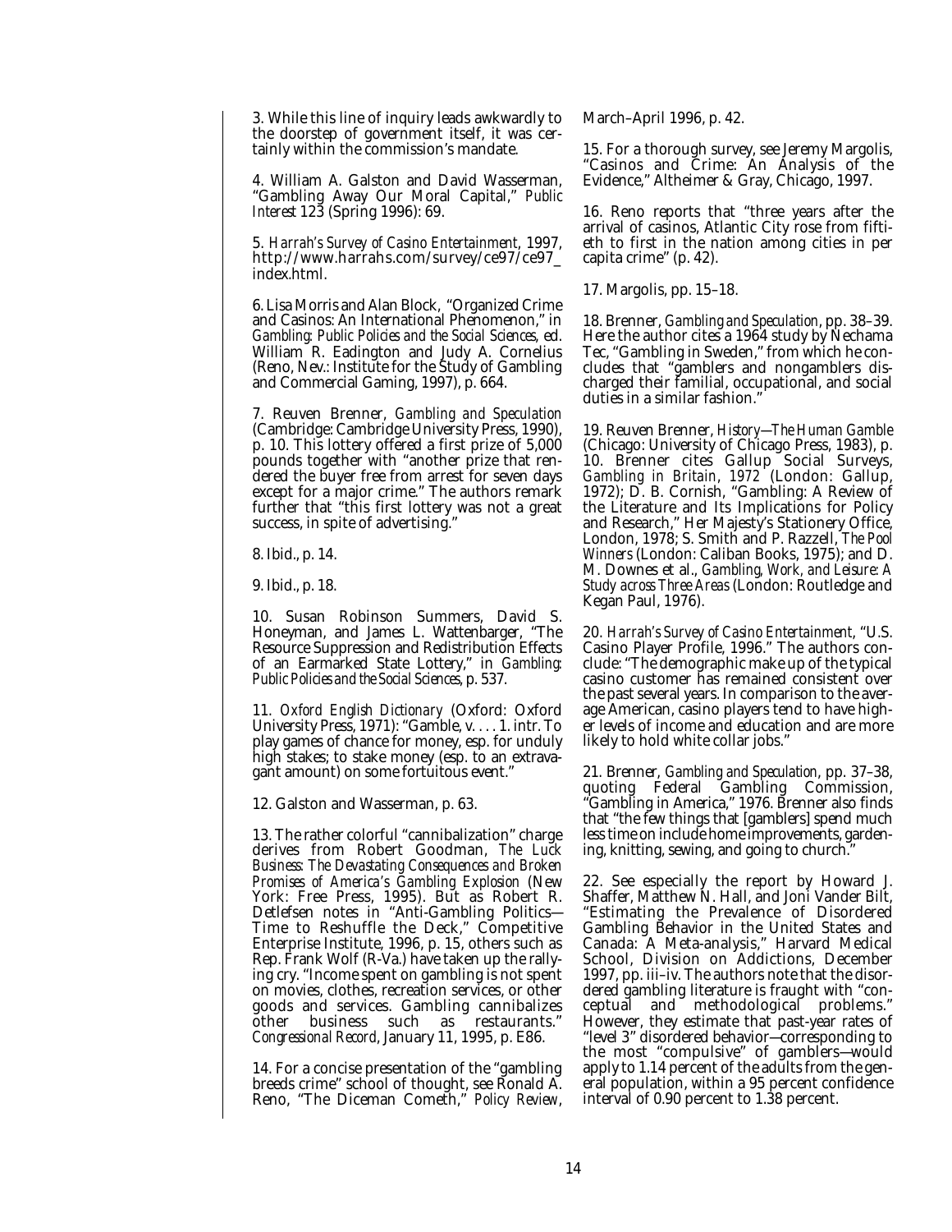3. While this line of inquiry leads awkwardly to the doorstep of government itself, it was certainly within the commission's mandate.

4. William A. Galston and David Wasserman, "Gambling Away Our Moral Capital," *Public Interest* 123 (Spring 1996): 69.

5. *Harrah's Survey of Casino Entertainment*, 1997, http://www.harrahs.com/survey/ce97/ce97_index.html.

6. Lisa Morris and Alan Block, "Organized Crime and Casinos: An International Phenomenon," in *Gambling: Public Policies and the Social Sciences*, ed. William R. Eadington and Judy A. Cornelius (Reno, Nev.: Institute for the Study of Gambling and Commercial Gaming, 1997), p. 664.

7. Reuven Brenner, *Gambling and Speculation* (Cambridge: Cambridge University Press, 1990), p. 10. This lottery offered a first prize of 5,000 pounds together with "another prize that rendered the buyer free from arrest for seven days except for a major crime." The authors remark further that "this first lottery was not a great success, in spite of advertising."

8. Ibid., p. 14.

9. Ibid., p. 18.

10. Susan Robinson Summers, David S. Honeyman, and James L. Wattenbarger, "The Resource Suppression and Redistribution Effects of an Earmarked State Lottery," in *Gambling: Public Policies and the Social Sciences*, p. 537.

11. *Oxford English Dictionary* (Oxford: Oxford University Press, 1971): "Gamble, v. . . . 1. intr. To play games of chance for money, esp. for unduly high stakes; to stake money (esp. to an extravagant amount) on some fortuitous event."

12. Galston and Wasserman, p. 63.

13. The rather colorful "cannibalization" charge derives from Robert Goodman, *The Luck Business: The Devastating Consequences and Broken Promises of America's Gambling Explosion* (New York: Free Press, 1995). But as Robert R. Detlefsen notes in "Anti-Gambling Politics—Time to Reshuffle the Deck," Competitive Enterprise Institute, 1996, p. 15, others such as Rep. Frank Wolf (R-Va.) have taken up the rallying cry. "Income spent on gambling is not spent on movies, clothes, recreation services, or other goods and services. Gambling cannibalizes other business such as restaurants." *Congressional Record*, January 11, 1995, p. E86.

14. For a concise presentation of the "gambling breeds crime" school of thought, see Ronald A. Reno, "The Diceman Cometh," *Policy Review*, March–April 1996, p. 42.

15. For a thorough survey, see Jeremy Margolis, "Casinos and Crime: An Analysis of the Evidence," Altheimer & Gray, Chicago, 1997.

16. Reno reports that "three years after the arrival of casinos, Atlantic City rose from fiftieth to first in the nation among cities in per capita crime" (p. 42).

17. Margolis, pp. 15–18.

18. Brenner, *Gambling and Speculation*, pp. 38–39. Here the author cites a 1964 study by Nechama Tec, "Gambling in Sweden," from which he concludes that "gamblers and nongamblers discharged their familial, occupational, and social duties in a similar fashion."

19. Reuven Brenner, *History—The Human Gamble* (Chicago: University of Chicago Press, 1983), p. 10. Brenner cites Gallup Social Surveys, *Gambling in Britain, 1972* (London: Gallup, 1972); D. B. Cornish, "Gambling: A Review of the Literature and Its Implications for Policy and Research," Her Majesty's Stationery Office, London, 1978; S. Smith and P. Razzell, *The Pool Winners* (London: Caliban Books, 1975); and D. M. Downes et al., *Gambling, Work, and Leisure: A Study across Three Areas* (London: Routledge and Kegan Paul, 1976).

20. *Harrah's Survey of Casino Entertainment*, "U.S. Casino Player Profile, 1996." The authors conclude: "The demographic make up of the typical casino customer has remained consistent over the past several years. In comparison to the average American, casino players tend to have higher levels of income and education and are more likely to hold white collar jobs."

21. Brenner, *Gambling and Speculation*, pp. 37–38, quoting Federal Gambling Commission, "Gambling in America," 1976. Brenner also finds that "the few things that [gamblers] spend much less time on include home improvements, gardening, knitting, sewing, and going to church."

22. See especially the report by Howard J. Shaffer, Matthew N. Hall, and Joni Vander Bilt, "Estimating the Prevalence of Disordered Gambling Behavior in the United States and Canada: A Meta-analysis," Harvard Medical School, Division on Addictions, December 1997, pp. iii–iv. The authors note that the disordered gambling literature is fraught with "conceptual and methodological problems." However, they estimate that past-year rates of "level 3" disordered behavior—corresponding to the most "compulsive" of gamblers—would apply to 1.14 percent of the adults from the general population, within a 95 percent confidence interval of 0.90 percent to 1.38 percent.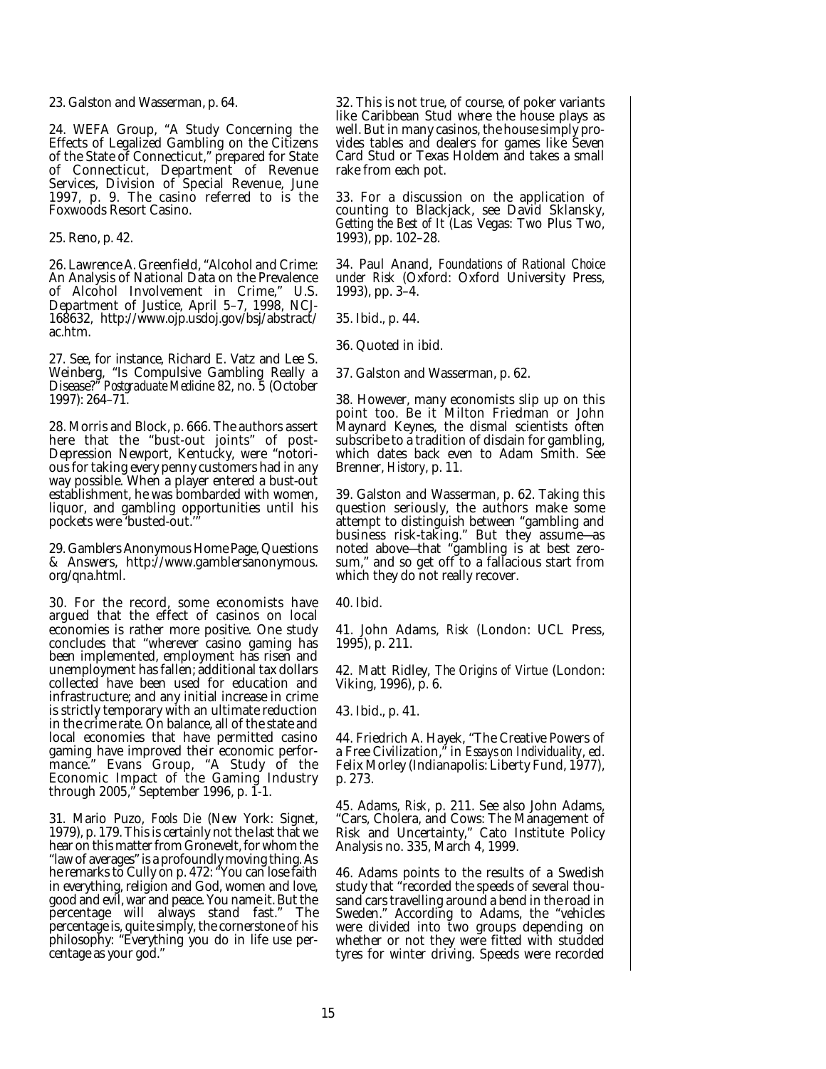23. Galston and Wasserman, p. 64.

24. WEFA Group, "A Study Concerning the Effects of Legalized Gambling on the Citizens of the State of Connecticut," prepared for State of Connecticut, Department of Revenue Services, Division of Special Revenue, June 1997, p. 9. The casino referred to is the Foxwoods Resort Casino.

25. Reno, p. 42.

26. Lawrence A. Greenfield, "Alcohol and Crime: An Analysis of National Data on the Prevalence of Alcohol Involvement in Crime," U.S. Department of Justice, April 5–7, 1998, NCJ-168632, http://www.ojp.usdoj.gov/bsj/abstract/ac.htm.

27. See, for instance, Richard E. Vatz and Lee S. Weinberg, "Is Compulsive Gambling Really a Disease?" *Postgraduate Medicine* 82, no. 5 (October 1997): 264–71.

28. Morris and Block, p. 666. The authors assert here that the "bust-out joints" of post-Depression Newport, Kentucky, were "notorious for taking every penny customers had in any way possible. When a player entered a bust-out establishment, he was bombarded with women, liquor, and gambling opportunities until his pockets were 'busted-out.'"

29. Gamblers Anonymous Home Page, Questions & Answers, http://www.gamblersanonymous.org/qna.html.

30. For the record, some economists have argued that the effect of casinos on local economies is rather more positive. One study concludes that "wherever casino gaming has been implemented, employment has risen and unemployment has fallen; additional tax dollars collected have been used for education and infrastructure; and any initial increase in crime is strictly temporary with an ultimate reduction in the crime rate. On balance, all of the state and local economies that have permitted casino gaming have improved their economic performance." Evans Group, "A Study of the Economic Impact of the Gaming Industry through 2005," September 1996, p. 1-1.

31. Mario Puzo, *Fools Die* (New York: Signet, 1979), p. 179. This is certainly not the last that we hear on this matter from Gronevelt, for whom the "law of averages" is a profoundly moving thing. As he remarks to Cully on p. 472: "You can lose faith in everything, religion and God, women and love, good and evil, war and peace. You name it. But the percentage will always stand fast." The percentage is, quite simply, the cornerstone of his philosophy: "Everything you do in life use percentage as your god."

32. This is not true, of course, of poker variants like Caribbean Stud where the house plays as well. But in many casinos, the house simply provides tables and dealers for games like Seven Card Stud or Texas Holdem and takes a small rake from each pot.

33. For a discussion on the application of counting to Blackjack, see David Sklansky, *Getting the Best of It* (Las Vegas: Two Plus Two, 1993), pp. 102–28.

34. Paul Anand, *Foundations of Rational Choice under Risk* (Oxford: Oxford University Press, 1993), pp. 3–4.

35. Ibid., p. 44.

36. Quoted in ibid.

37. Galston and Wasserman, p. 62.

38. However, many economists slip up on this point too. Be it Milton Friedman or John Maynard Keynes, the dismal scientists often subscribe to a tradition of disdain for gambling, which dates back even to Adam Smith. See Brenner, *History*, p. 11.

39. Galston and Wasserman, p. 62. Taking this question seriously, the authors make some attempt to distinguish between "gambling and business risk-taking." But they assume—as noted above—that "gambling is at best zero-sum," and so get off to a fallacious start from which they do not really recover.

40. Ibid.

41. John Adams, *Risk* (London: UCL Press, 1995), p. 211.

42. Matt Ridley, *The Origins of Virtue* (London: Viking, 1996), p. 6.

43. Ibid., p. 41.

44. Friedrich A. Hayek, "The Creative Powers of a Free Civilization," in *Essays on Individuality*, ed. Felix Morley (Indianapolis: Liberty Fund, 1977), p. 273.

45. Adams, *Risk*, p. 211. See also John Adams, "Cars, Cholera, and Cows: The Management of Risk and Uncertainty," Cato Institute Policy Analysis no. 335, March 4, 1999.

46. Adams points to the results of a Swedish study that "recorded the speeds of several thousand cars travelling around a bend in the road in Sweden." According to Adams, the "vehicles were divided into two groups depending on whether or not they were fitted with studded tyres for winter driving. Speeds were recorded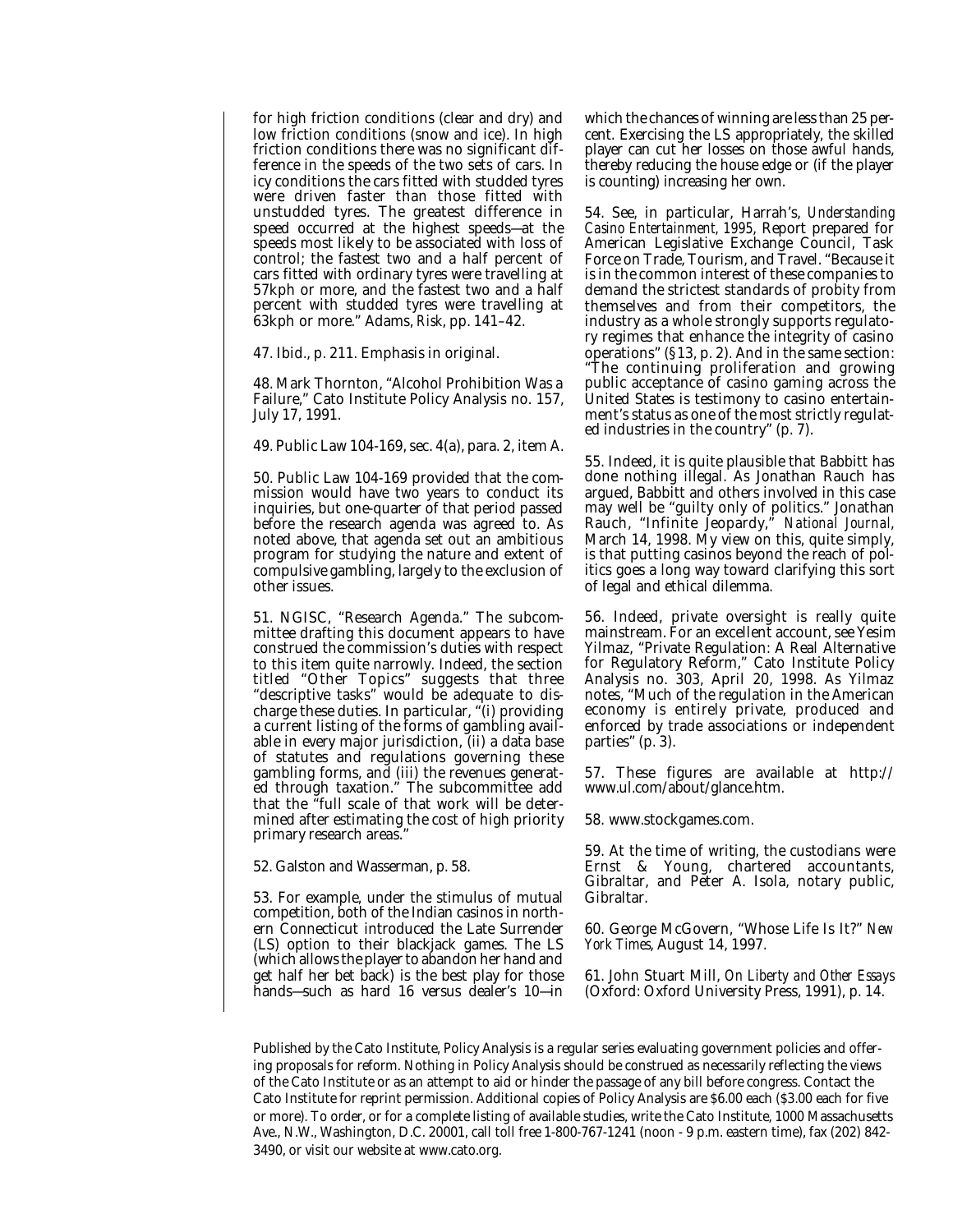for high friction conditions (clear and dry) and low friction conditions (snow and ice). In high friction conditions there was no significant difference in the speeds of the two sets of cars. In icy conditions the cars fitted with studded tyres were driven faster than those fitted with unstudded tyres. The greatest difference in speed occurred at the highest speeds—at the speeds most likely to be associated with loss of control; the fastest two and a half percent of cars fitted with ordinary tyres were travelling at 57kph or more, and the fastest two and a half percent with studded tyres were travelling at 63kph or more." Adams, *Risk*, pp. 141–42.

47. Ibid., p. 211. Emphasis in original.

48. Mark Thornton, "Alcohol Prohibition Was a Failure," Cato Institute Policy Analysis no. 157, July 17, 1991.

49. Public Law 104-169, sec. 4(a), para. 2, item A.

50. Public Law 104-169 provided that the commission would have two years to conduct its inquiries, but one-quarter of that period passed before the research agenda was agreed to. As noted above, that agenda set out an ambitious program for studying the nature and extent of compulsive gambling, largely to the exclusion of other issues.

51. NGISC, "Research Agenda." The subcommittee drafting this document appears to have construed the commission's duties with respect to this item quite narrowly. Indeed, the section titled "Other Topics" suggests that three "descriptive tasks" would be adequate to discharge these duties. In particular, "(i) providing a current listing of the forms of gambling available in every major jurisdiction, (ii) a data base of statutes and regulations governing these gambling forms, and (iii) the revenues generated through taxation." The subcommittee add that the "full scale of that work will be determined after estimating the cost of high priority primary research areas."

52. Galston and Wasserman, p. 58.

53. For example, under the stimulus of mutual competition, both of the Indian casinos in northern Connecticut introduced the Late Surrender (LS) option to their blackjack games. The LS (which allows the player to abandon her hand and get half her bet back) is the best play for those hands—such as hard 16 versus dealer's 10—in which the chances of winning are less than 25 percent. Exercising the LS appropriately, the skilled player can cut her losses on those awful hands, thereby reducing the house edge or (if the player is counting) increasing her own.

54. See, in particular, Harrah's, *Understanding Casino Entertainment, 1995*, Report prepared for American Legislative Exchange Council, Task Force on Trade, Tourism, and Travel. "Because it is in the common interest of these companies to demand the strictest standards of probity from themselves and from their competitors, the industry as a whole strongly supports regulatory regimes that enhance the integrity of casino operations" (§13, p. 2). And in the same section: "The continuing proliferation and growing public acceptance of casino gaming across the United States is testimony to casino entertainment's status as one of the most strictly regulated industries in the country" (p. 7).

55. Indeed, it is quite plausible that Babbitt has done nothing illegal. As Jonathan Rauch has argued, Babbitt and others involved in this case may well be "guilty only of politics." Jonathan Rauch, "Infinite Jeopardy," *National Journal*, March 14, 1998. My view on this, quite simply, is that putting casinos beyond the reach of politics goes a long way toward clarifying this sort of legal and ethical dilemma.

56. Indeed, private oversight is really quite mainstream. For an excellent account, see Yesim Yilmaz, "Private Regulation: A Real Alternative for Regulatory Reform," Cato Institute Policy Analysis no. 303, April 20, 1998. As Yilmaz notes, "Much of the regulation in the American economy is entirely private, produced and enforced by trade associations or independent parties" (p. 3).

57. These figures are available at http://www.ul.com/about/glance.htm.

58. www.stockgames.com.

59. At the time of writing, the custodians were Ernst & Young, chartered accountants, Gibraltar, and Peter A. Isola, notary public, Gibraltar.

60. George McGovern, "Whose Life Is It?" *New York Times*, August 14, 1997.

61. John Stuart Mill, *On Liberty and Other Essays* (Oxford: Oxford University Press, 1991), p. 14.

Published by the Cato Institute, Policy Analysis is a regular series evaluating government policies and offering proposals for reform. Nothing in Policy Analysis should be construed as necessarily reflecting the views of the Cato Institute or as an attempt to aid or hinder the passage of any bill before congress. Contact the Cato Institute for reprint permission. Additional copies of Policy Analysis are $6.00 each ($3.00 each for five or more). To order, or for a complete listing of available studies, write the Cato Institute, 1000 Massachusetts Ave., N.W., Washington, D.C. 20001, call toll free 1-800-767-1241 (noon - 9 p.m. eastern time), fax (202) 842-3490, or visit our website at www.cato.org.